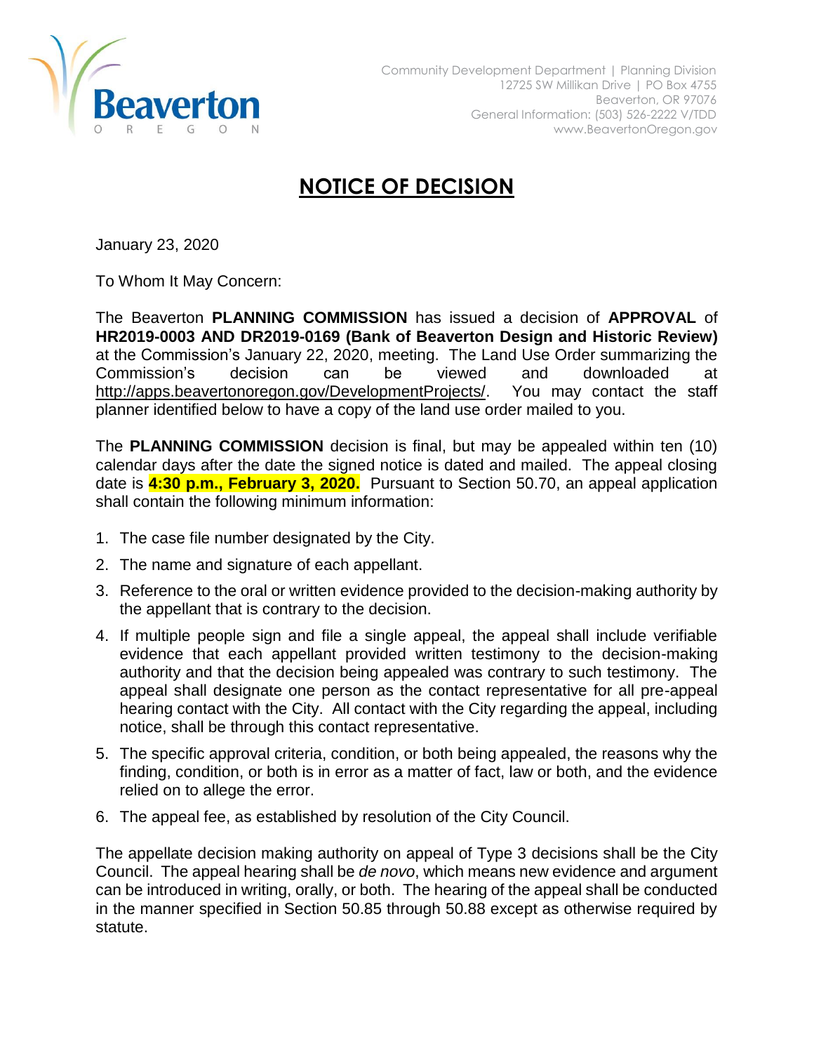Beaverton
OREGON

Community Development Department | Planning Division
12725 SW Millikan Drive | PO Box 4755
Beaverton, OR 97076
General Information: (503) 526-2222 V/TDD
www.BeavertonOregon.gov

# NOTICE OF DECISION

January 23, 2020

To Whom It May Concern:

The Beaverton **PLANNING COMMISSION** has issued a decision of **APPROVAL** of **HR2019-0003 AND DR2019-0169 (Bank of Beaverton Design and Historic Review)** at the Commission's January 22, 2020, meeting. The Land Use Order summarizing the Commission's decision can be viewed and downloaded at http://apps.beavertonoregon.gov/DevelopmentProjects/. You may contact the staff planner identified below to have a copy of the land use order mailed to you.

The **PLANNING COMMISSION** decision is final, but may be appealed within ten (10) calendar days after the date the signed notice is dated and mailed. The appeal closing date is **4:30 p.m., February 3, 2020.** Pursuant to Section 50.70, an appeal application shall contain the following minimum information:

1. The case file number designated by the City.
2. The name and signature of each appellant.
3. Reference to the oral or written evidence provided to the decision-making authority by the appellant that is contrary to the decision.
4. If multiple people sign and file a single appeal, the appeal shall include verifiable evidence that each appellant provided written testimony to the decision-making authority and that the decision being appealed was contrary to such testimony. The appeal shall designate one person as the contact representative for all pre-appeal hearing contact with the City. All contact with the City regarding the appeal, including notice, shall be through this contact representative.
5. The specific approval criteria, condition, or both being appealed, the reasons why the finding, condition, or both is in error as a matter of fact, law or both, and the evidence relied on to allege the error.
6. The appeal fee, as established by resolution of the City Council.

The appellate decision making authority on appeal of Type 3 decisions shall be the City Council. The appeal hearing shall be *de novo*, which means new evidence and argument can be introduced in writing, orally, or both. The hearing of the appeal shall be conducted in the manner specified in Section 50.85 through 50.88 except as otherwise required by statute.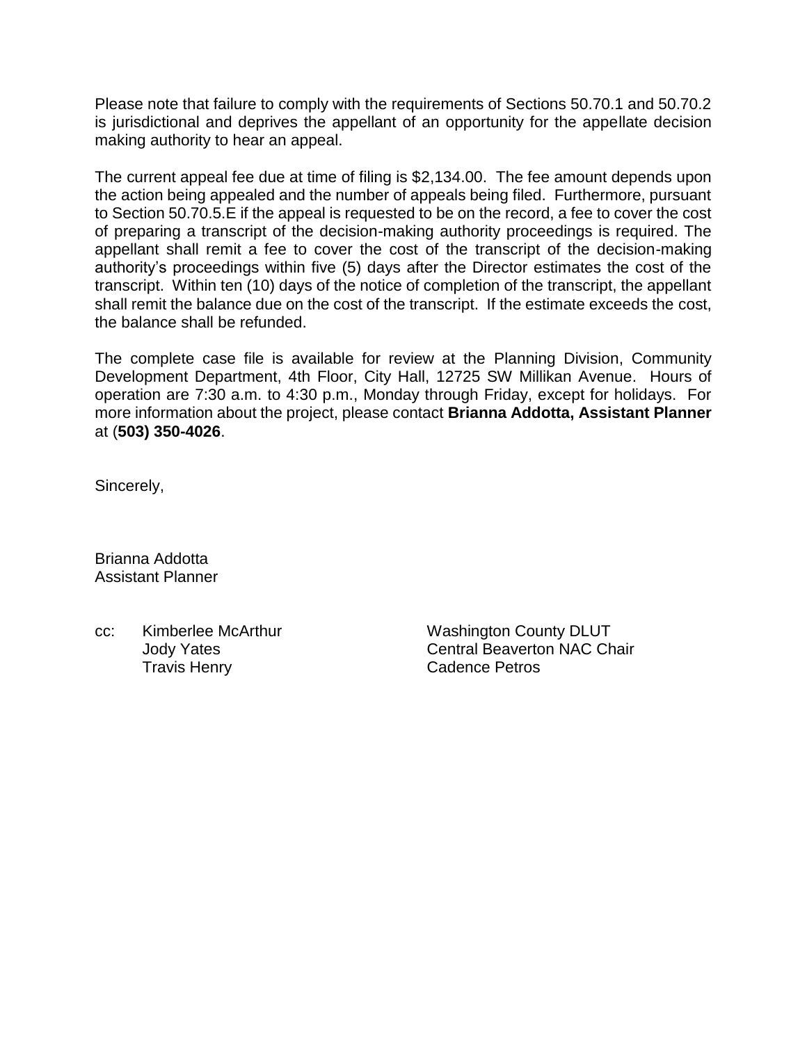Please note that failure to comply with the requirements of Sections 50.70.1 and 50.70.2 is jurisdictional and deprives the appellant of an opportunity for the appellate decision making authority to hear an appeal.

The current appeal fee due at time of filing is $2,134.00. The fee amount depends upon the action being appealed and the number of appeals being filed. Furthermore, pursuant to Section 50.70.5.E if the appeal is requested to be on the record, a fee to cover the cost of preparing a transcript of the decision-making authority proceedings is required. The appellant shall remit a fee to cover the cost of the transcript of the decision-making authority's proceedings within five (5) days after the Director estimates the cost of the transcript. Within ten (10) days of the notice of completion of the transcript, the appellant shall remit the balance due on the cost of the transcript. If the estimate exceeds the cost, the balance shall be refunded.

The complete case file is available for review at the Planning Division, Community Development Department, 4th Floor, City Hall, 12725 SW Millikan Avenue. Hours of operation are 7:30 a.m. to 4:30 p.m., Monday through Friday, except for holidays. For more information about the project, please contact **Brianna Addotta, Assistant Planner** at (**503) 350-4026**.

Sincerely,

Brianna Addotta
Assistant Planner

cc: Kimberlee McArthur
Jody Yates
Travis Henry
Washington County DLUT
Central Beaverton NAC Chair
Cadence Petros